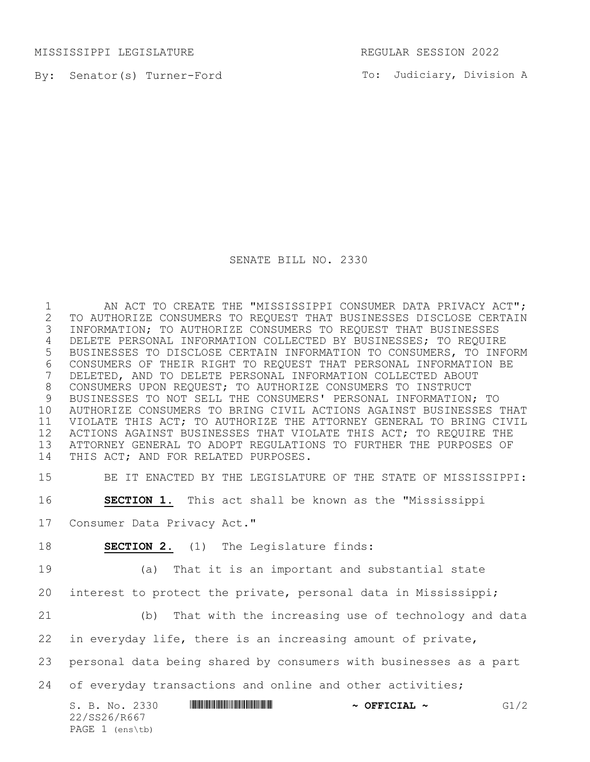MISSISSIPPI LEGISLATURE REGULAR SESSION 2022

By: Senator(s) Turner-Ford

To: Judiciary, Division A

# SENATE BILL NO. 2330

AN ACT TO CREATE THE "MISSISSIPPI CONSUMER DATA PRIVACY ACT"; TO AUTHORIZE CONSUMERS TO REQUEST THAT BUSINESSES DISCLOSE CERTAIN INFORMATION; TO AUTHORIZE CONSUMERS TO REQUEST THAT BUSINESSES DELETE PERSONAL INFORMATION COLLECTED BY BUSINESSES; TO REQUIRE BUSINESSES TO DISCLOSE CERTAIN INFORMATION TO CONSUMERS, TO INFORM CONSUMERS OF THEIR RIGHT TO REQUEST THAT PERSONAL INFORMATION BE DELETED, AND TO DELETE PERSONAL INFORMATION COLLECTED ABOUT CONSUMERS UPON REQUEST; TO AUTHORIZE CONSUMERS TO INSTRUCT BUSINESSES TO NOT SELL THE CONSUMERS' PERSONAL INFORMATION; TO AUTHORIZE CONSUMERS TO BRING CIVIL ACTIONS AGAINST BUSINESSES THAT VIOLATE THIS ACT; TO AUTHORIZE THE ATTORNEY GENERAL TO BRING CIVIL ACTIONS AGAINST BUSINESSES THAT VIOLATE THIS ACT; TO REQUIRE THE ATTORNEY GENERAL TO ADOPT REGULATIONS TO FURTHER THE PURPOSES OF THIS ACT; AND FOR RELATED PURPOSES.

BE IT ENACTED BY THE LEGISLATURE OF THE STATE OF MISSISSIPPI:

**SECTION 1.** This act shall be known as the "Mississippi Consumer Data Privacy Act."

**SECTION 2.** (1) The Legislature finds:

(a) That it is an important and substantial state interest to protect the private, personal data in Mississippi;

(b) That with the increasing use of technology and data in everyday life, there is an increasing amount of private, personal data being shared by consumers with businesses as a part of everyday transactions and online and other activities;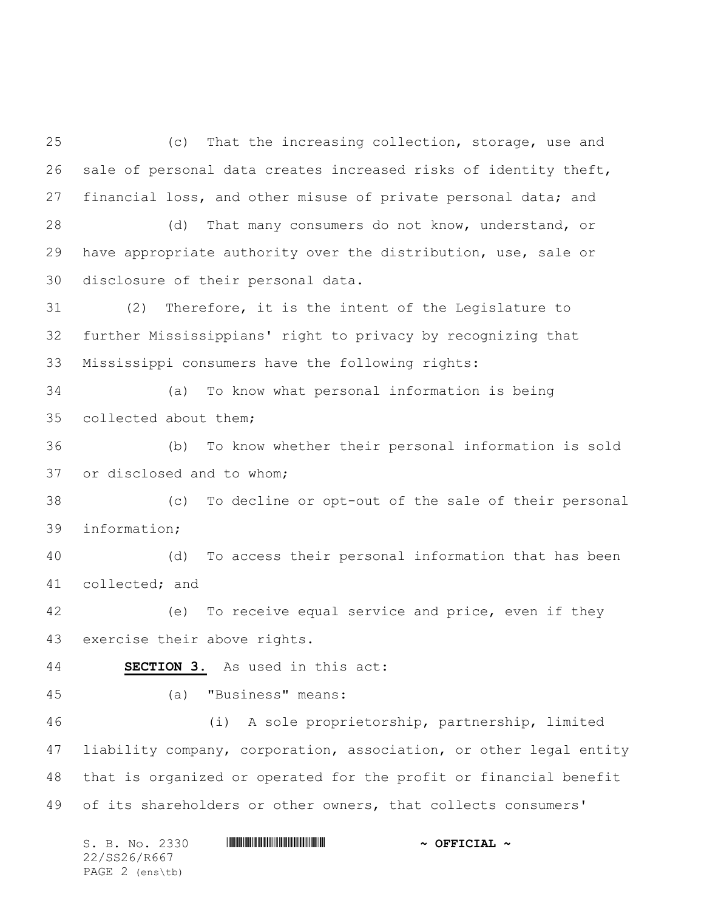(c) That the increasing collection, storage, use and sale of personal data creates increased risks of identity theft, financial loss, and other misuse of private personal data; and

(d) That many consumers do not know, understand, or have appropriate authority over the distribution, use, sale or disclosure of their personal data.

(2) Therefore, it is the intent of the Legislature to further Mississippians' right to privacy by recognizing that Mississippi consumers have the following rights:

(a) To know what personal information is being collected about them;

(b) To know whether their personal information is sold or disclosed and to whom;

(c) To decline or opt-out of the sale of their personal information;

(d) To access their personal information that has been collected; and

(e) To receive equal service and price, even if they exercise their above rights.

**SECTION 3.** As used in this act:

(a) "Business" means:

(i) A sole proprietorship, partnership, limited liability company, corporation, association, or other legal entity that is organized or operated for the profit or financial benefit of its shareholders or other owners, that collects consumers'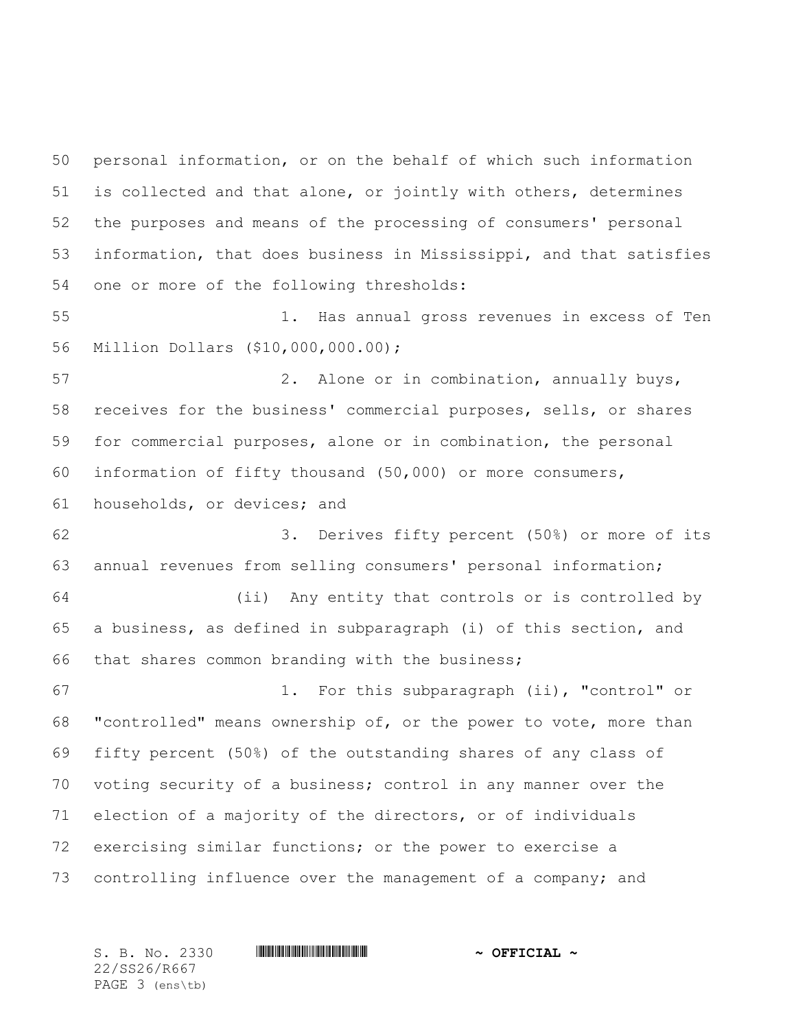personal information, or on the behalf of which such information is collected and that alone, or jointly with others, determines the purposes and means of the processing of consumers' personal information, that does business in Mississippi, and that satisfies one or more of the following thresholds:

1. Has annual gross revenues in excess of Ten Million Dollars ($10,000,000.00);

2. Alone or in combination, annually buys, receives for the business' commercial purposes, sells, or shares for commercial purposes, alone or in combination, the personal information of fifty thousand (50,000) or more consumers, households, or devices; and

3. Derives fifty percent (50%) or more of its annual revenues from selling consumers' personal information;

(ii) Any entity that controls or is controlled by a business, as defined in subparagraph (i) of this section, and that shares common branding with the business;

1. For this subparagraph (ii), "control" or "controlled" means ownership of, or the power to vote, more than fifty percent (50%) of the outstanding shares of any class of voting security of a business; control in any manner over the election of a majority of the directors, or of individuals exercising similar functions; or the power to exercise a controlling influence over the management of a company; and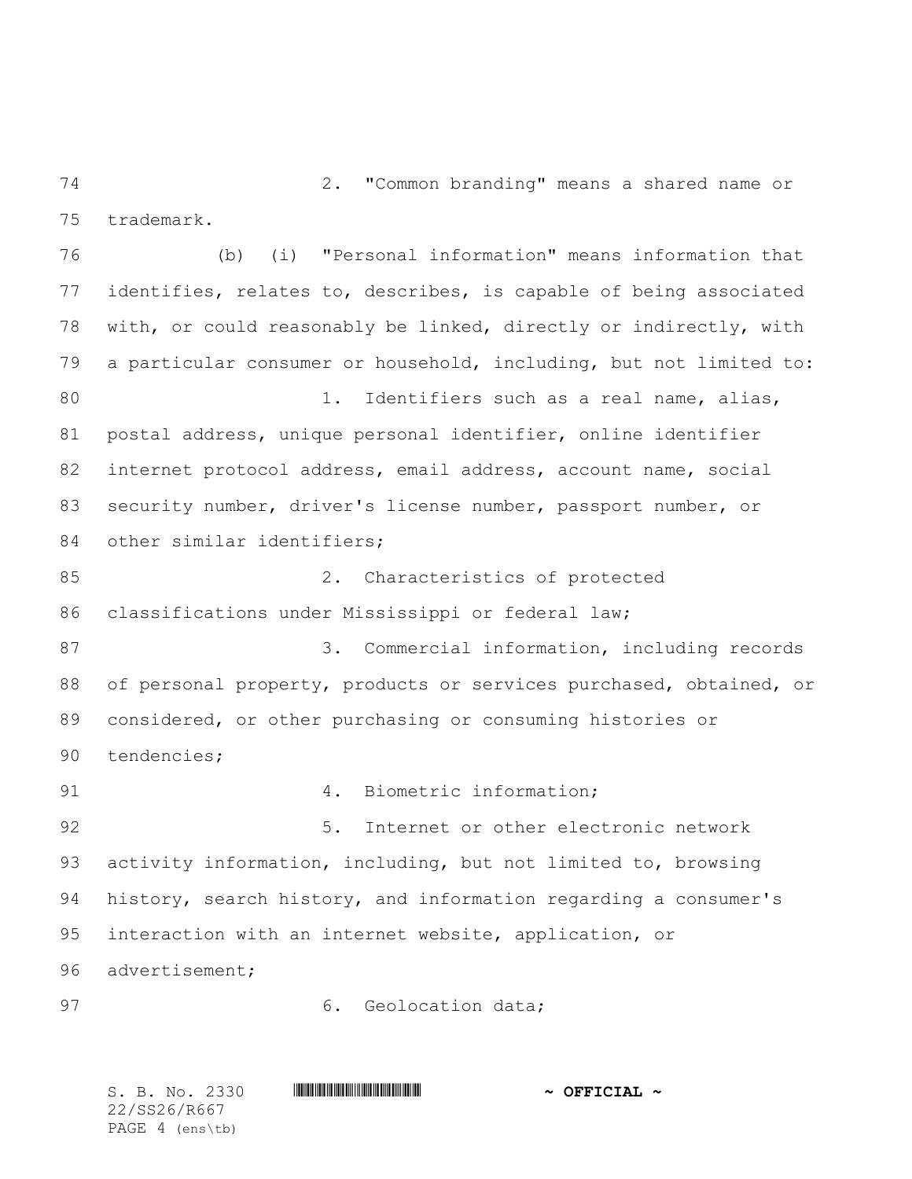2. "Common branding" means a shared name or trademark.

(b) (i) "Personal information" means information that identifies, relates to, describes, is capable of being associated with, or could reasonably be linked, directly or indirectly, with a particular consumer or household, including, but not limited to:

1. Identifiers such as a real name, alias, postal address, unique personal identifier, online identifier internet protocol address, email address, account name, social security number, driver's license number, passport number, or other similar identifiers;

2. Characteristics of protected classifications under Mississippi or federal law;

3. Commercial information, including records of personal property, products or services purchased, obtained, or considered, or other purchasing or consuming histories or tendencies;

4. Biometric information;

5. Internet or other electronic network activity information, including, but not limited to, browsing history, search history, and information regarding a consumer's interaction with an internet website, application, or advertisement;

6. Geolocation data;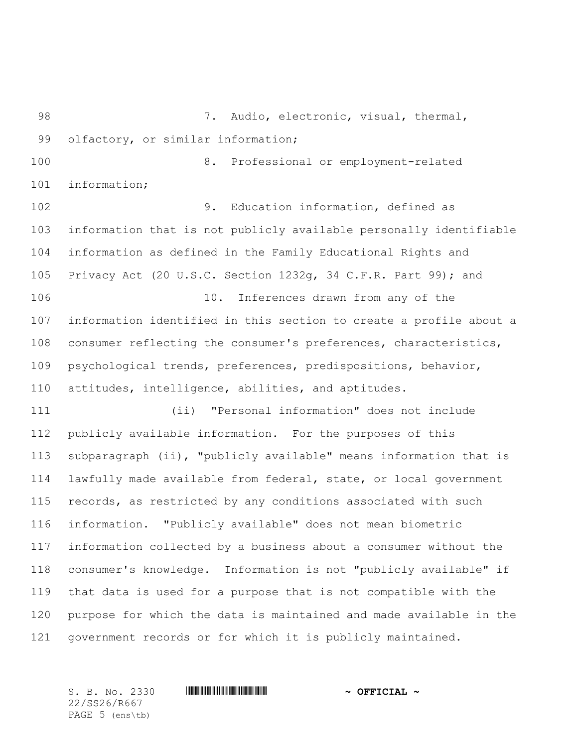7. Audio, electronic, visual, thermal, olfactory, or similar information;

8. Professional or employment-related information;

9. Education information, defined as information that is not publicly available personally identifiable information as defined in the Family Educational Rights and Privacy Act (20 U.S.C. Section 1232g, 34 C.F.R. Part 99); and

10. Inferences drawn from any of the information identified in this section to create a profile about a consumer reflecting the consumer's preferences, characteristics, psychological trends, preferences, predispositions, behavior, attitudes, intelligence, abilities, and aptitudes.

(ii) "Personal information" does not include publicly available information. For the purposes of this subparagraph (ii), "publicly available" means information that is lawfully made available from federal, state, or local government records, as restricted by any conditions associated with such information. "Publicly available" does not mean biometric information collected by a business about a consumer without the consumer's knowledge. Information is not "publicly available" if that data is used for a purpose that is not compatible with the purpose for which the data is maintained and made available in the government records or for which it is publicly maintained.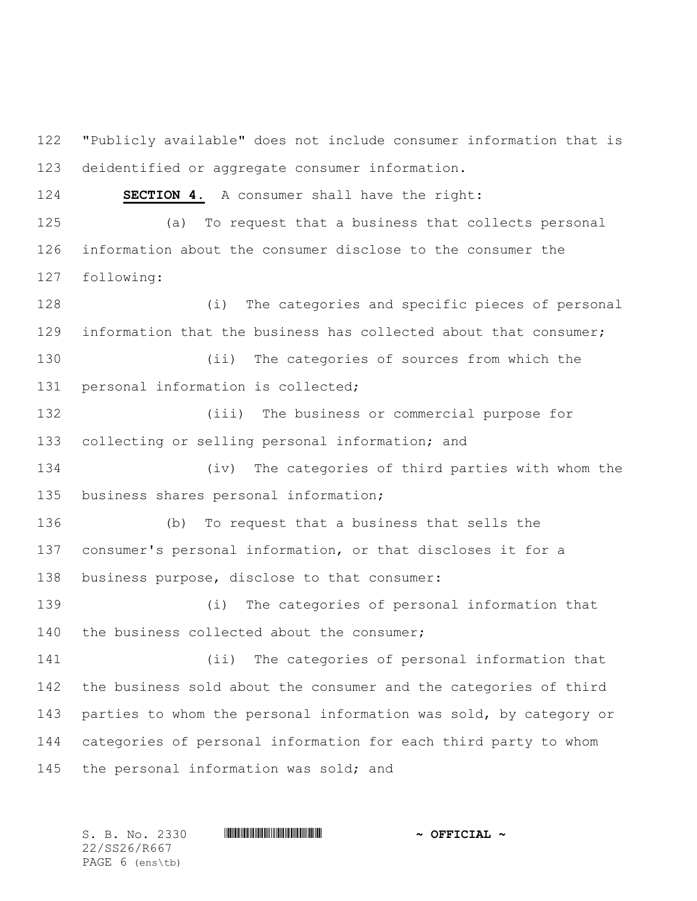"Publicly available" does not include consumer information that is deidentified or aggregate consumer information.

**SECTION 4.** A consumer shall have the right:

(a) To request that a business that collects personal information about the consumer disclose to the consumer the following:

(i) The categories and specific pieces of personal information that the business has collected about that consumer;

(ii) The categories of sources from which the personal information is collected;

(iii) The business or commercial purpose for collecting or selling personal information; and

(iv) The categories of third parties with whom the business shares personal information;

(b) To request that a business that sells the consumer's personal information, or that discloses it for a business purpose, disclose to that consumer:

(i) The categories of personal information that the business collected about the consumer;

(ii) The categories of personal information that the business sold about the consumer and the categories of third parties to whom the personal information was sold, by category or categories of personal information for each third party to whom the personal information was sold; and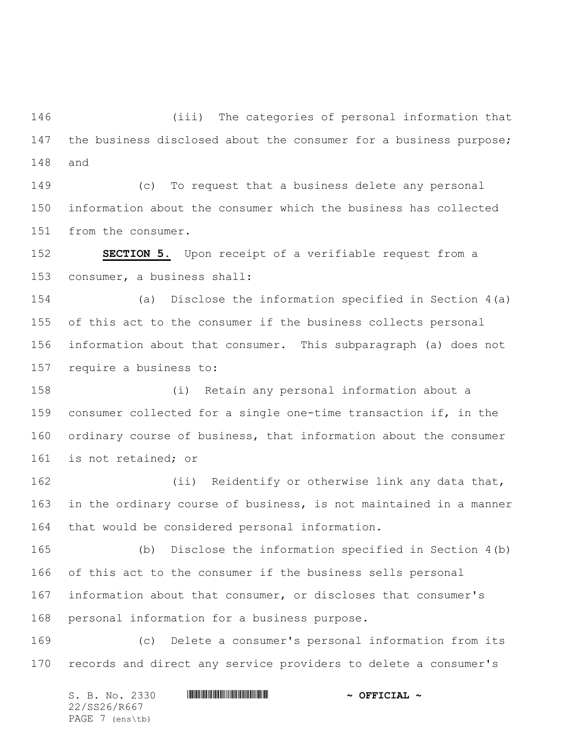(iii) The categories of personal information that the business disclosed about the consumer for a business purpose; and

(c) To request that a business delete any personal information about the consumer which the business has collected from the consumer.

**SECTION 5.** Upon receipt of a verifiable request from a consumer, a business shall:

(a) Disclose the information specified in Section 4(a) of this act to the consumer if the business collects personal information about that consumer. This subparagraph (a) does not require a business to:

(i) Retain any personal information about a consumer collected for a single one-time transaction if, in the ordinary course of business, that information about the consumer is not retained; or

(ii) Reidentify or otherwise link any data that, in the ordinary course of business, is not maintained in a manner that would be considered personal information.

(b) Disclose the information specified in Section 4(b) of this act to the consumer if the business sells personal information about that consumer, or discloses that consumer's personal information for a business purpose.

(c) Delete a consumer's personal information from its records and direct any service providers to delete a consumer's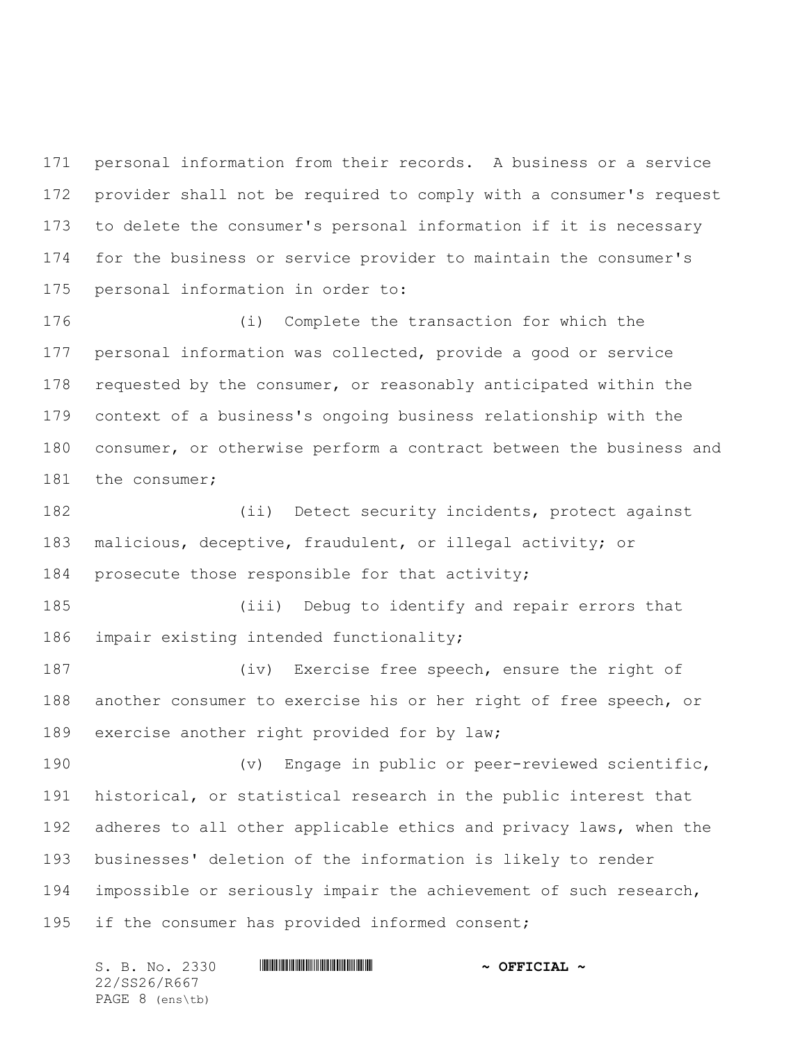personal information from their records. A business or a service provider shall not be required to comply with a consumer's request to delete the consumer's personal information if it is necessary for the business or service provider to maintain the consumer's personal information in order to:

(i) Complete the transaction for which the personal information was collected, provide a good or service requested by the consumer, or reasonably anticipated within the context of a business's ongoing business relationship with the consumer, or otherwise perform a contract between the business and the consumer;

(ii) Detect security incidents, protect against malicious, deceptive, fraudulent, or illegal activity; or prosecute those responsible for that activity;

(iii) Debug to identify and repair errors that impair existing intended functionality;

(iv) Exercise free speech, ensure the right of another consumer to exercise his or her right of free speech, or exercise another right provided for by law;

(v) Engage in public or peer-reviewed scientific, historical, or statistical research in the public interest that adheres to all other applicable ethics and privacy laws, when the businesses' deletion of the information is likely to render impossible or seriously impair the achievement of such research, if the consumer has provided informed consent;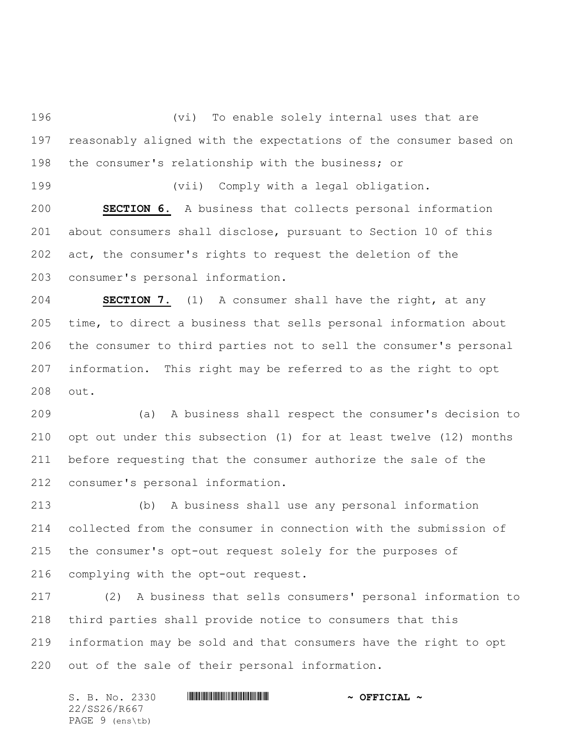(vi) To enable solely internal uses that are reasonably aligned with the expectations of the consumer based on the consumer's relationship with the business; or

(vii) Comply with a legal obligation.

**SECTION 6.** A business that collects personal information about consumers shall disclose, pursuant to Section 10 of this act, the consumer's rights to request the deletion of the consumer's personal information.

**SECTION 7.** (1) A consumer shall have the right, at any time, to direct a business that sells personal information about the consumer to third parties not to sell the consumer's personal information. This right may be referred to as the right to opt out.

(a) A business shall respect the consumer's decision to opt out under this subsection (1) for at least twelve (12) months before requesting that the consumer authorize the sale of the consumer's personal information.

(b) A business shall use any personal information collected from the consumer in connection with the submission of the consumer's opt-out request solely for the purposes of complying with the opt-out request.

(2) A business that sells consumers' personal information to third parties shall provide notice to consumers that this information may be sold and that consumers have the right to opt out of the sale of their personal information.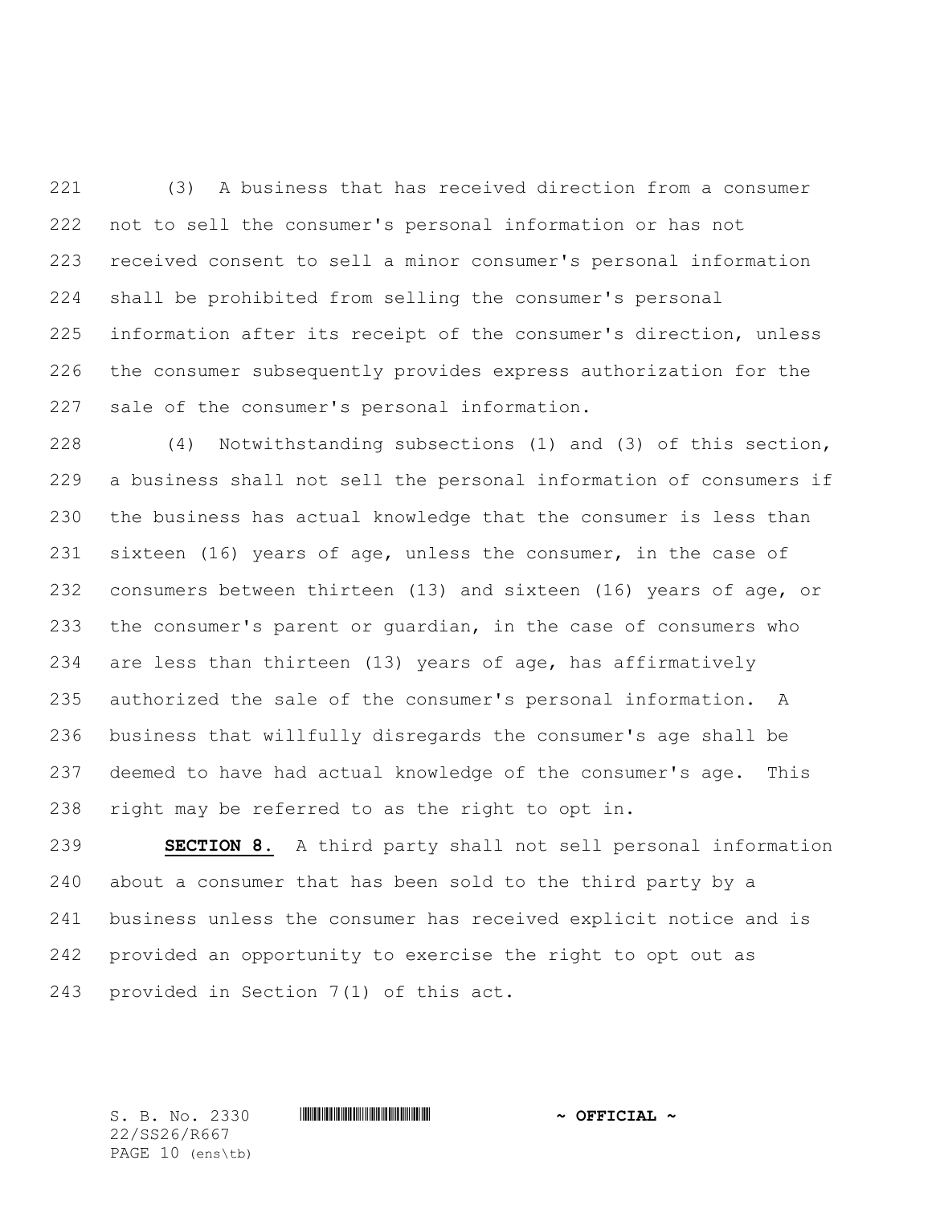(3) A business that has received direction from a consumer not to sell the consumer's personal information or has not received consent to sell a minor consumer's personal information shall be prohibited from selling the consumer's personal information after its receipt of the consumer's direction, unless the consumer subsequently provides express authorization for the sale of the consumer's personal information.

(4) Notwithstanding subsections (1) and (3) of this section, a business shall not sell the personal information of consumers if the business has actual knowledge that the consumer is less than sixteen (16) years of age, unless the consumer, in the case of consumers between thirteen (13) and sixteen (16) years of age, or the consumer's parent or guardian, in the case of consumers who are less than thirteen (13) years of age, has affirmatively authorized the sale of the consumer's personal information. A business that willfully disregards the consumer's age shall be deemed to have had actual knowledge of the consumer's age. This right may be referred to as the right to opt in.

**SECTION 8.** A third party shall not sell personal information about a consumer that has been sold to the third party by a business unless the consumer has received explicit notice and is provided an opportunity to exercise the right to opt out as provided in Section 7(1) of this act.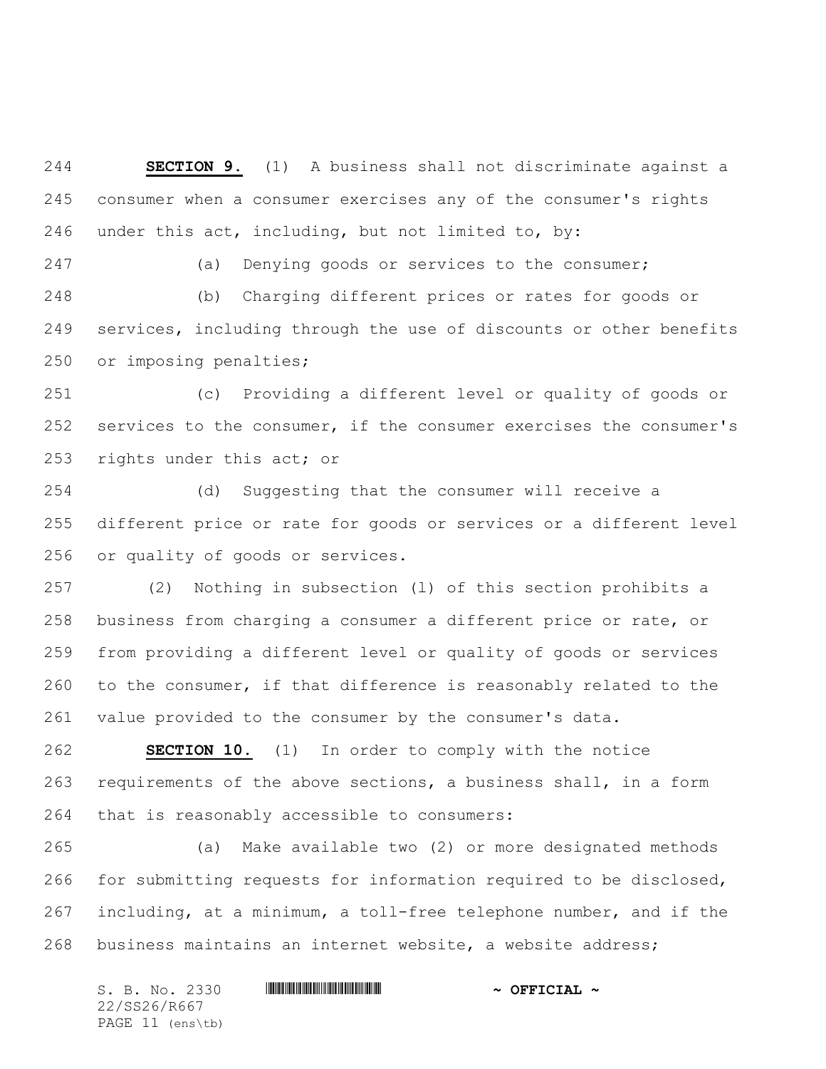**SECTION 9.** (1) A business shall not discriminate against a consumer when a consumer exercises any of the consumer's rights under this act, including, but not limited to, by:

(a) Denying goods or services to the consumer;

(b) Charging different prices or rates for goods or services, including through the use of discounts or other benefits or imposing penalties;

(c) Providing a different level or quality of goods or services to the consumer, if the consumer exercises the consumer's rights under this act; or

(d) Suggesting that the consumer will receive a different price or rate for goods or services or a different level or quality of goods or services.

(2) Nothing in subsection (1) of this section prohibits a business from charging a consumer a different price or rate, or from providing a different level or quality of goods or services to the consumer, if that difference is reasonably related to the value provided to the consumer by the consumer's data.

**SECTION 10.** (1) In order to comply with the notice requirements of the above sections, a business shall, in a form that is reasonably accessible to consumers:

(a) Make available two (2) or more designated methods for submitting requests for information required to be disclosed, including, at a minimum, a toll-free telephone number, and if the business maintains an internet website, a website address;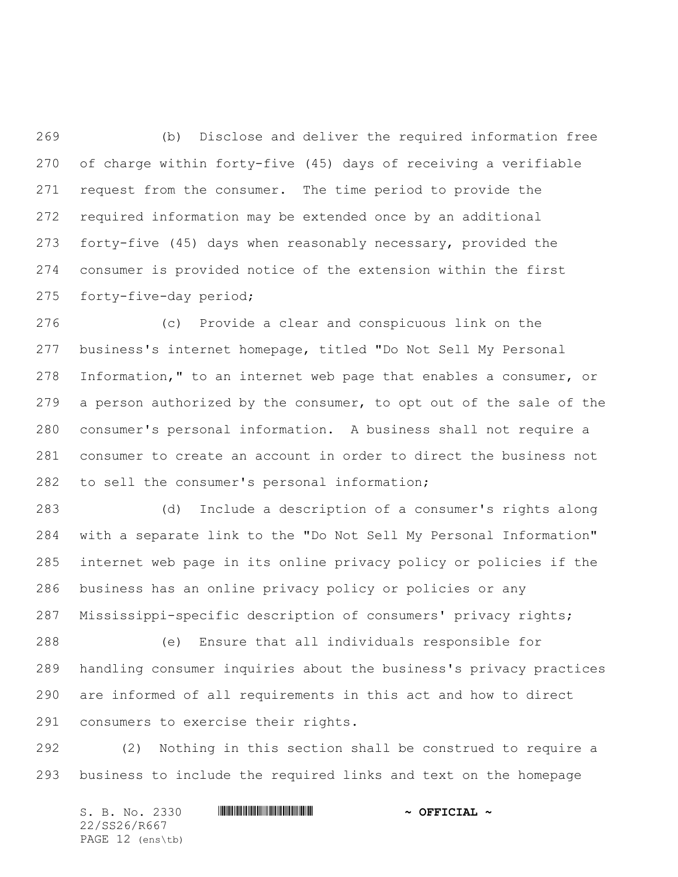(b) Disclose and deliver the required information free of charge within forty-five (45) days of receiving a verifiable request from the consumer. The time period to provide the required information may be extended once by an additional forty-five (45) days when reasonably necessary, provided the consumer is provided notice of the extension within the first forty-five-day period;

(c) Provide a clear and conspicuous link on the business's internet homepage, titled "Do Not Sell My Personal Information," to an internet web page that enables a consumer, or a person authorized by the consumer, to opt out of the sale of the consumer's personal information. A business shall not require a consumer to create an account in order to direct the business not to sell the consumer's personal information;

(d) Include a description of a consumer's rights along with a separate link to the "Do Not Sell My Personal Information" internet web page in its online privacy policy or policies if the business has an online privacy policy or policies or any Mississippi-specific description of consumers' privacy rights;

(e) Ensure that all individuals responsible for handling consumer inquiries about the business's privacy practices are informed of all requirements in this act and how to direct consumers to exercise their rights.

(2) Nothing in this section shall be construed to require a business to include the required links and text on the homepage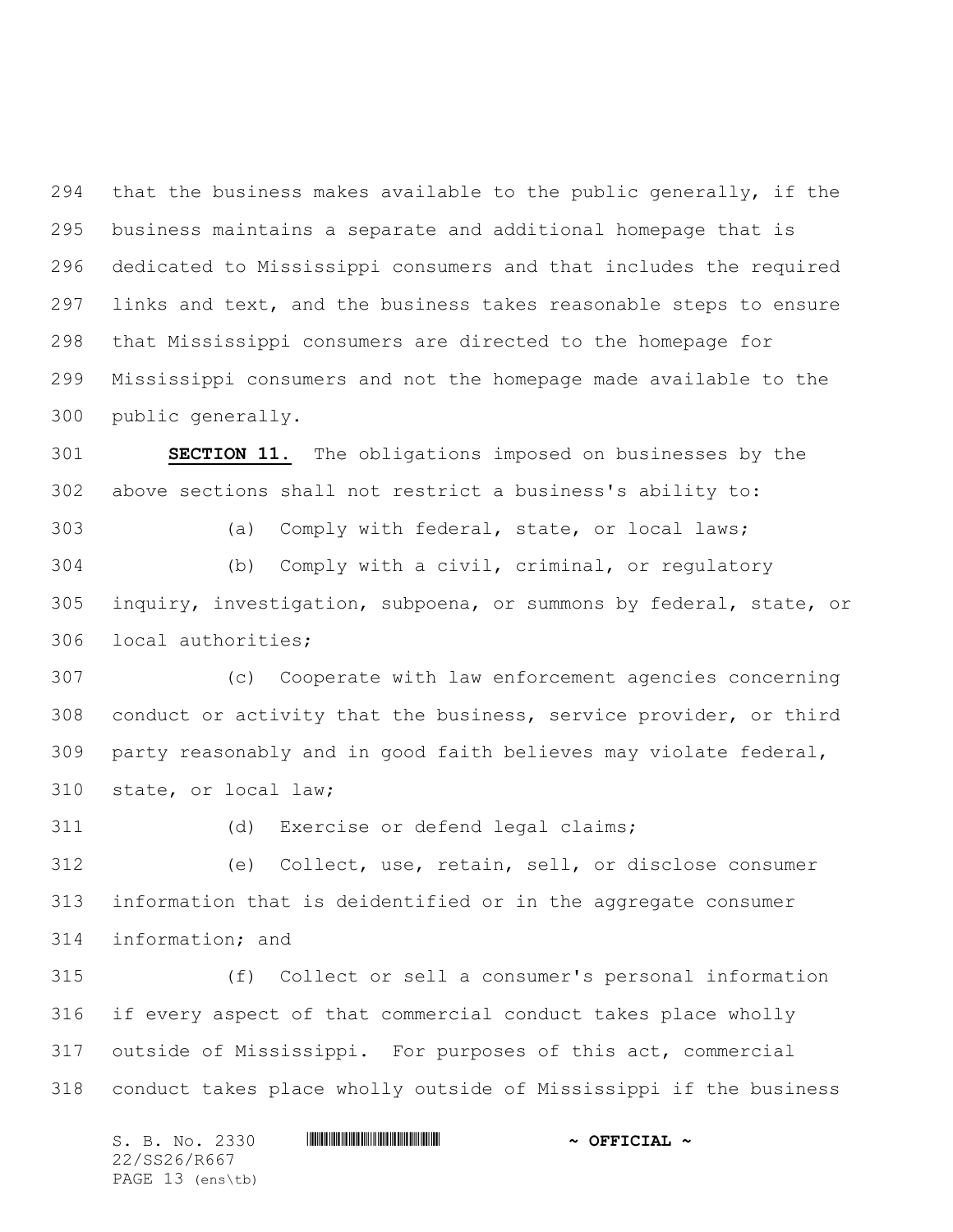that the business makes available to the public generally, if the business maintains a separate and additional homepage that is dedicated to Mississippi consumers and that includes the required links and text, and the business takes reasonable steps to ensure that Mississippi consumers are directed to the homepage for Mississippi consumers and not the homepage made available to the public generally.

**SECTION 11.** The obligations imposed on businesses by the above sections shall not restrict a business's ability to:

(a) Comply with federal, state, or local laws;

(b) Comply with a civil, criminal, or regulatory inquiry, investigation, subpoena, or summons by federal, state, or local authorities;

(c) Cooperate with law enforcement agencies concerning conduct or activity that the business, service provider, or third party reasonably and in good faith believes may violate federal, state, or local law;

(d) Exercise or defend legal claims;

(e) Collect, use, retain, sell, or disclose consumer information that is deidentified or in the aggregate consumer information; and

(f) Collect or sell a consumer's personal information if every aspect of that commercial conduct takes place wholly outside of Mississippi. For purposes of this act, commercial conduct takes place wholly outside of Mississippi if the business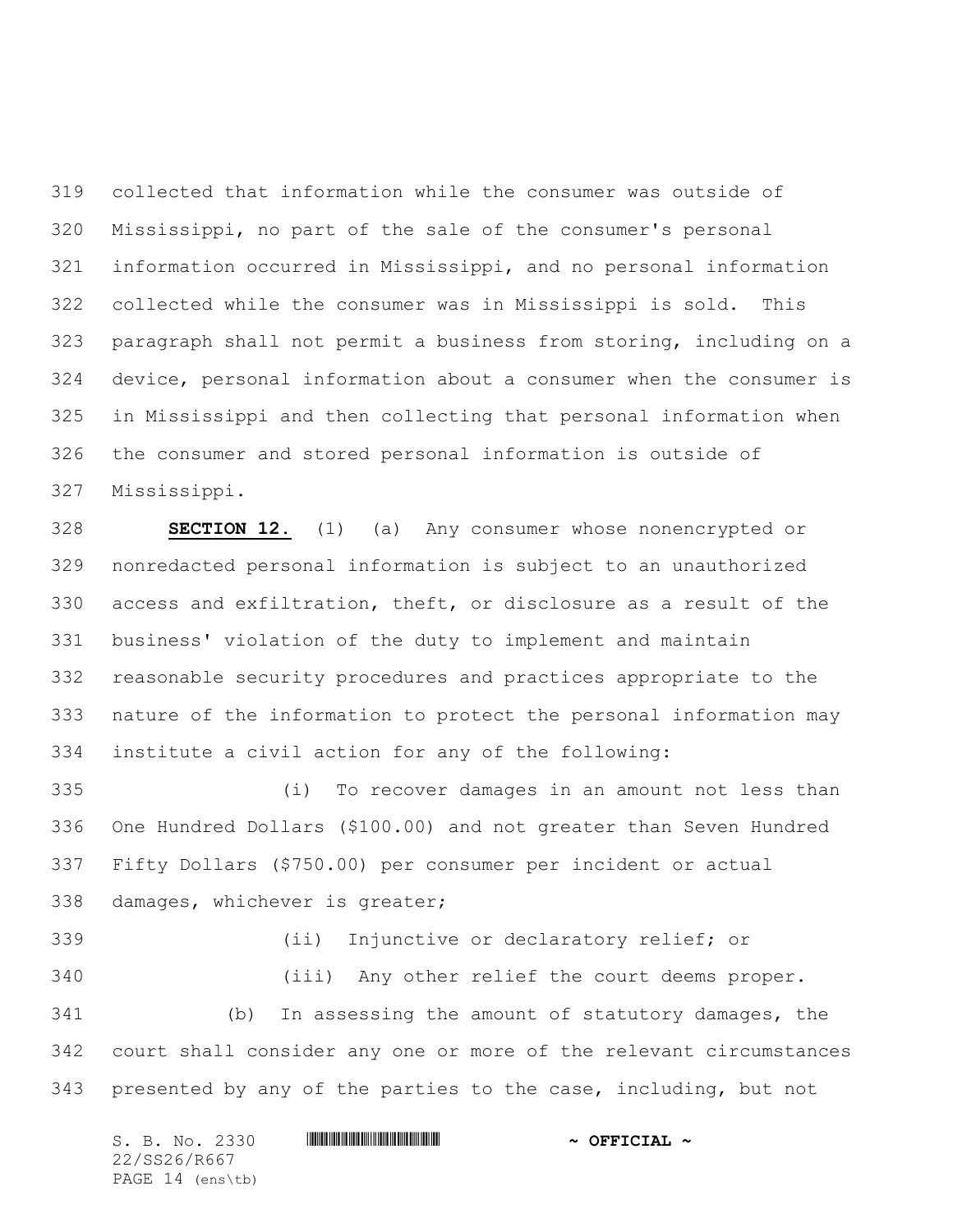collected that information while the consumer was outside of Mississippi, no part of the sale of the consumer's personal information occurred in Mississippi, and no personal information collected while the consumer was in Mississippi is sold. This paragraph shall not permit a business from storing, including on a device, personal information about a consumer when the consumer is in Mississippi and then collecting that personal information when the consumer and stored personal information is outside of Mississippi.

**SECTION 12.** (1) (a) Any consumer whose nonencrypted or nonredacted personal information is subject to an unauthorized access and exfiltration, theft, or disclosure as a result of the business' violation of the duty to implement and maintain reasonable security procedures and practices appropriate to the nature of the information to protect the personal information may institute a civil action for any of the following:

(i) To recover damages in an amount not less than One Hundred Dollars ($100.00) and not greater than Seven Hundred Fifty Dollars ($750.00) per consumer per incident or actual damages, whichever is greater;

(ii) Injunctive or declaratory relief; or

(iii) Any other relief the court deems proper.

(b) In assessing the amount of statutory damages, the court shall consider any one or more of the relevant circumstances presented by any of the parties to the case, including, but not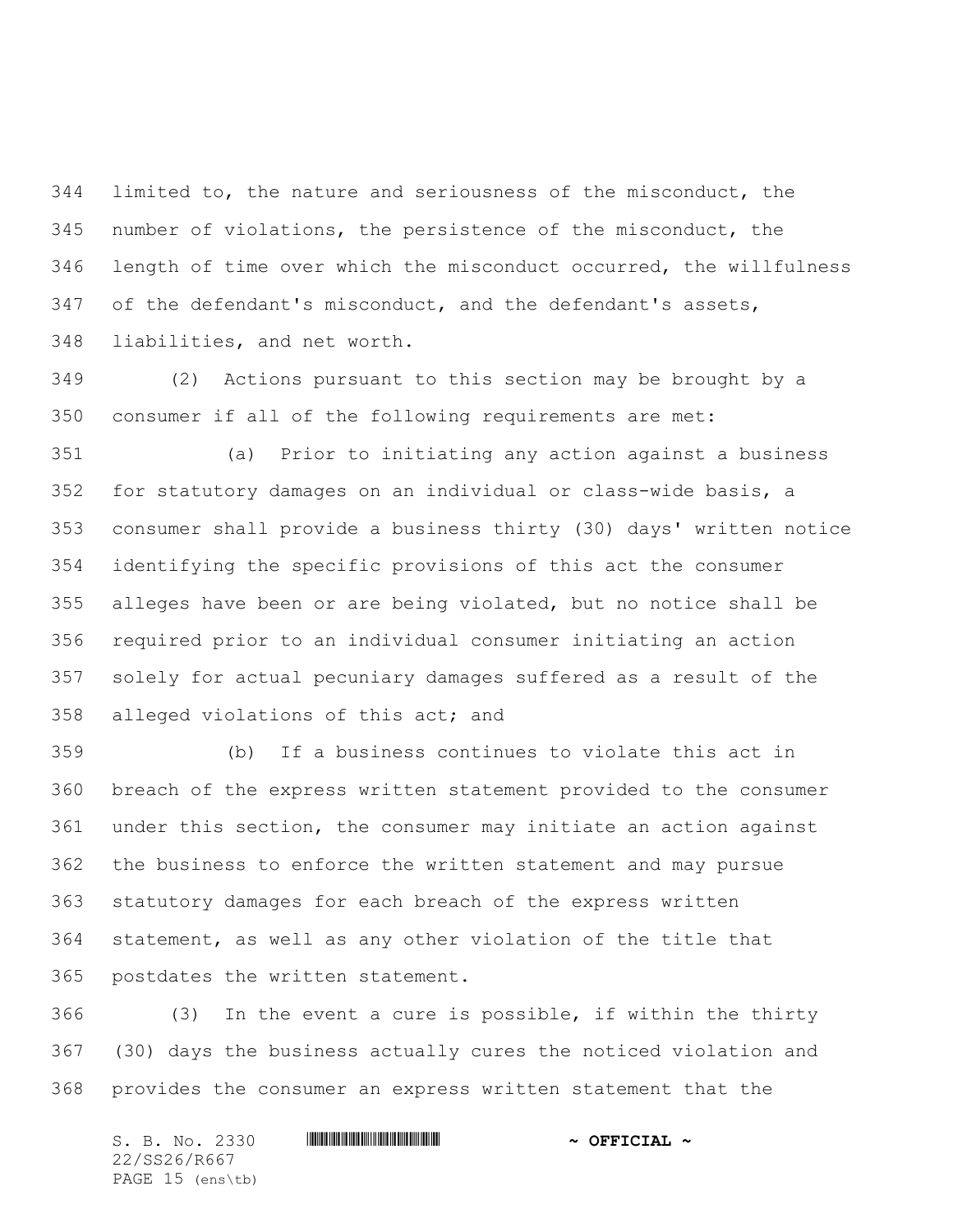limited to, the nature and seriousness of the misconduct, the number of violations, the persistence of the misconduct, the length of time over which the misconduct occurred, the willfulness of the defendant's misconduct, and the defendant's assets, liabilities, and net worth.

(2) Actions pursuant to this section may be brought by a consumer if all of the following requirements are met:

(a) Prior to initiating any action against a business for statutory damages on an individual or class-wide basis, a consumer shall provide a business thirty (30) days' written notice identifying the specific provisions of this act the consumer alleges have been or are being violated, but no notice shall be required prior to an individual consumer initiating an action solely for actual pecuniary damages suffered as a result of the alleged violations of this act; and

(b) If a business continues to violate this act in breach of the express written statement provided to the consumer under this section, the consumer may initiate an action against the business to enforce the written statement and may pursue statutory damages for each breach of the express written statement, as well as any other violation of the title that postdates the written statement.

(3) In the event a cure is possible, if within the thirty (30) days the business actually cures the noticed violation and provides the consumer an express written statement that the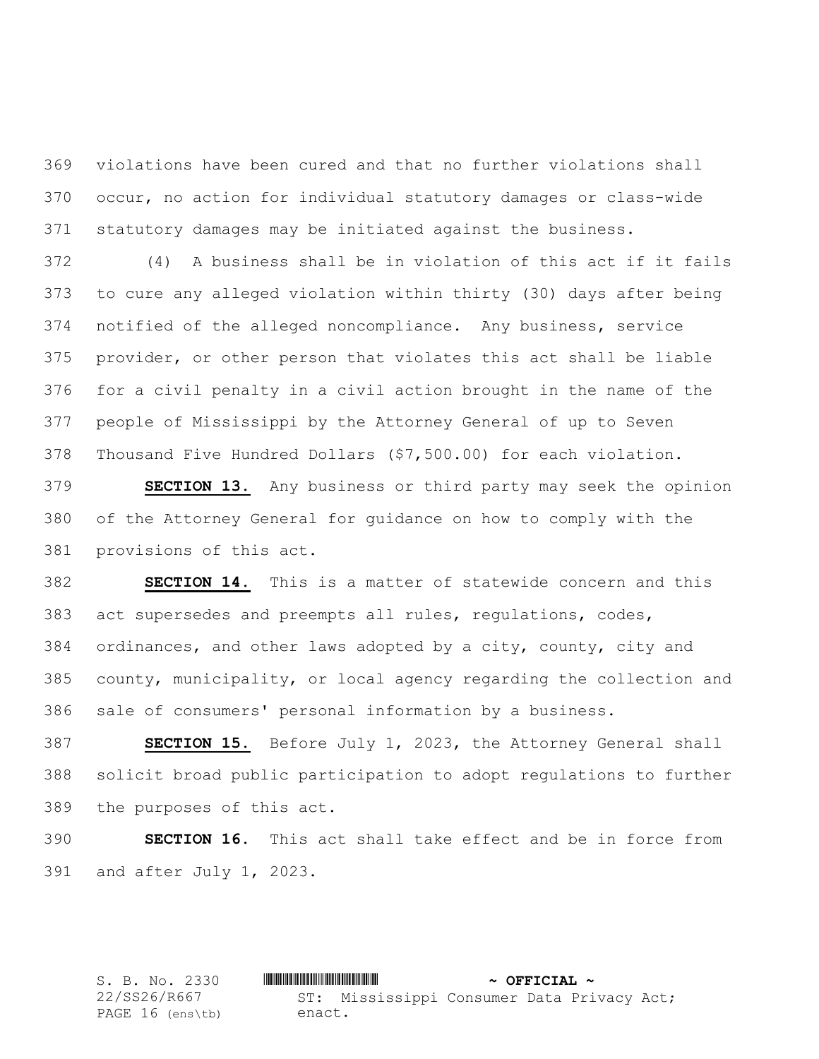violations have been cured and that no further violations shall occur, no action for individual statutory damages or class-wide statutory damages may be initiated against the business.

(4) A business shall be in violation of this act if it fails to cure any alleged violation within thirty (30) days after being notified of the alleged noncompliance. Any business, service provider, or other person that violates this act shall be liable for a civil penalty in a civil action brought in the name of the people of Mississippi by the Attorney General of up to Seven Thousand Five Hundred Dollars ($7,500.00) for each violation.

**SECTION 13.** Any business or third party may seek the opinion of the Attorney General for guidance on how to comply with the provisions of this act.

**SECTION 14.** This is a matter of statewide concern and this act supersedes and preempts all rules, regulations, codes, ordinances, and other laws adopted by a city, county, city and county, municipality, or local agency regarding the collection and sale of consumers' personal information by a business.

**SECTION 15.** Before July 1, 2023, the Attorney General shall solicit broad public participation to adopt regulations to further the purposes of this act.

**SECTION 16.** This act shall take effect and be in force from and after July 1, 2023.